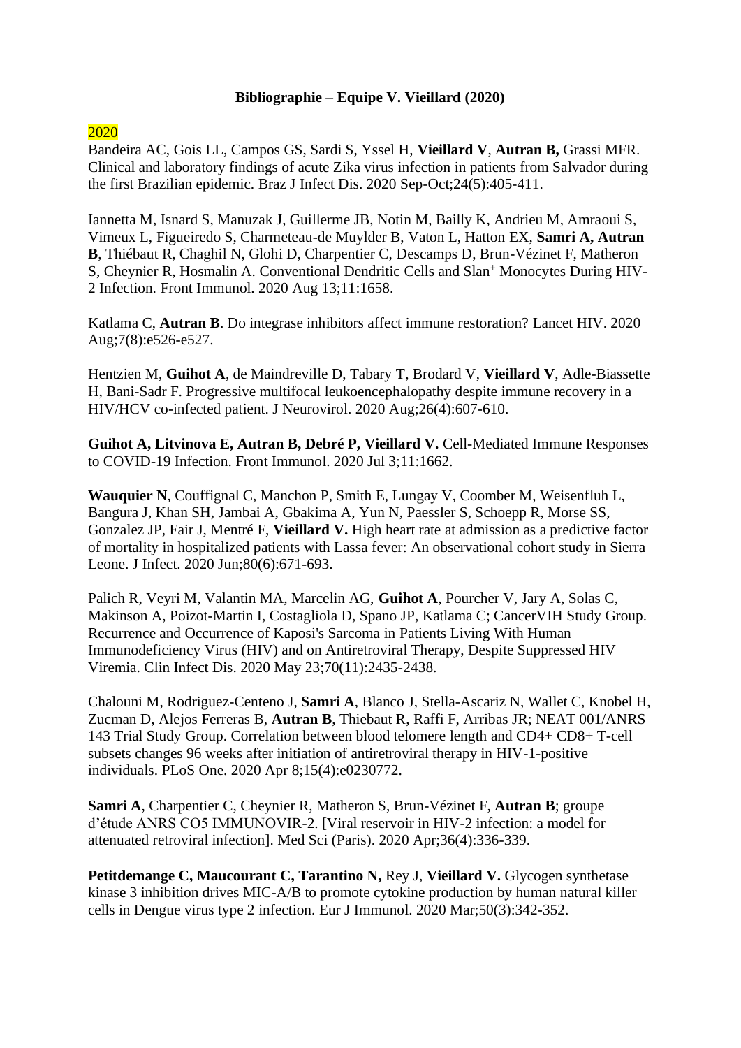**Bibliographie – Equipe V. Vieillard (2020)**

2020

Bandeira AC, Gois LL, Campos GS, Sardi S, Yssel H, **Vieillard V**, **Autran B,** Grassi MFR. Clinical and laboratory findings of acute Zika virus infection in patients from Salvador during the first Brazilian epidemic. Braz J Infect Dis. 2020 Sep-Oct;24(5):405-411.

Iannetta M, Isnard S, Manuzak J, Guillerme JB, Notin M, Bailly K, Andrieu M, Amraoui S, Vimeux L, Figueiredo S, Charmeteau-de Muylder B, Vaton L, Hatton EX, **Samri A, Autran B**, Thiébaut R, Chaghil N, Glohi D, Charpentier C, Descamps D, Brun-Vézinet F, Matheron S, Cheynier R, Hosmalin A. Conventional Dendritic Cells and Slan$^{+}$ Monocytes During HIV-2 Infection. Front Immunol. 2020 Aug 13;11:1658.

Katlama C, **Autran B**. Do integrase inhibitors affect immune restoration? Lancet HIV. 2020 Aug;7(8):e526-e527.

Hentzien M, **Guihot A**, de Maindreville D, Tabary T, Brodard V, **Vieillard V**, Adle-Biassette H, Bani-Sadr F. Progressive multifocal leukoencephalopathy despite immune recovery in a HIV/HCV co-infected patient. J Neurovirol. 2020 Aug;26(4):607-610.

**Guihot A, Litvinova E, Autran B, Debré P, Vieillard V.** Cell-Mediated Immune Responses to COVID-19 Infection. Front Immunol. 2020 Jul 3;11:1662.

**Wauquier N**, Couffignal C, Manchon P, Smith E, Lungay V, Coomber M, Weisenfluh L, Bangura J, Khan SH, Jambai A, Gbakima A, Yun N, Paessler S, Schoepp R, Morse SS, Gonzalez JP, Fair J, Mentré F, **Vieillard V.** High heart rate at admission as a predictive factor of mortality in hospitalized patients with Lassa fever: An observational cohort study in Sierra Leone. J Infect. 2020 Jun;80(6):671-693.

Palich R, Veyri M, Valantin MA, Marcelin AG, **Guihot A**, Pourcher V, Jary A, Solas C, Makinson A, Poizot-Martin I, Costagliola D, Spano JP, Katlama C; CancerVIH Study Group. Recurrence and Occurrence of Kaposi's Sarcoma in Patients Living With Human Immunodeficiency Virus (HIV) and on Antiretroviral Therapy, Despite Suppressed HIV Viremia. Clin Infect Dis. 2020 May 23;70(11):2435-2438.

Chalouni M, Rodriguez-Centeno J, **Samri A**, Blanco J, Stella-Ascariz N, Wallet C, Knobel H, Zucman D, Alejos Ferreras B, **Autran B**, Thiebaut R, Raffi F, Arribas JR; NEAT 001/ANRS 143 Trial Study Group. Correlation between blood telomere length and CD4+ CD8+ T-cell subsets changes 96 weeks after initiation of antiretroviral therapy in HIV-1-positive individuals. PLoS One. 2020 Apr 8;15(4):e0230772.

**Samri A**, Charpentier C, Cheynier R, Matheron S, Brun-Vézinet F, **Autran B**; groupe d'étude ANRS CO5 IMMUNOVIR-2. [Viral reservoir in HIV-2 infection: a model for attenuated retroviral infection]. Med Sci (Paris). 2020 Apr;36(4):336-339.

**Petitdemange C, Maucourant C, Tarantino N,** Rey J, **Vieillard V.** Glycogen synthetase kinase 3 inhibition drives MIC-A/B to promote cytokine production by human natural killer cells in Dengue virus type 2 infection. Eur J Immunol. 2020 Mar;50(3):342-352.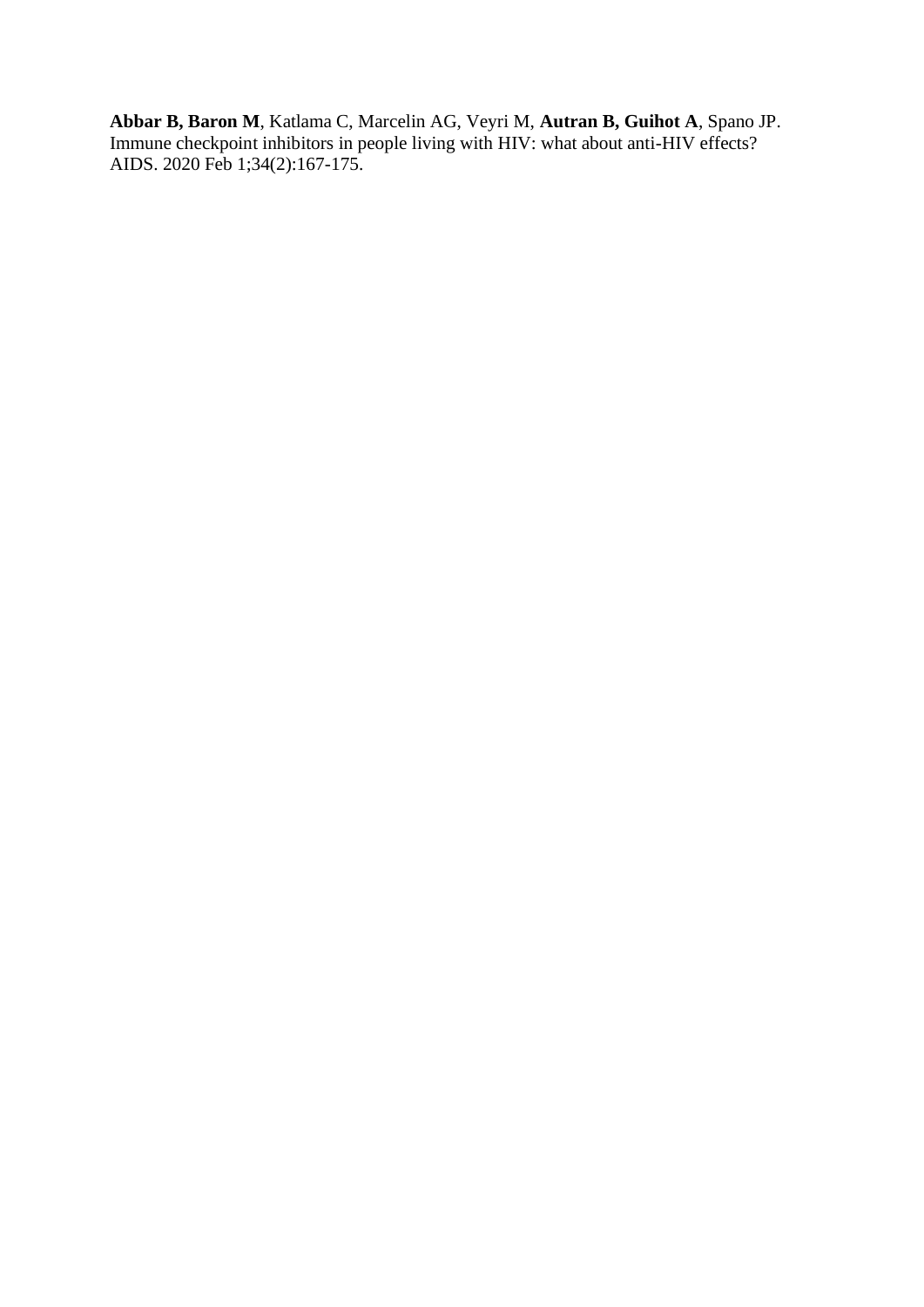**Abbar B, Baron M**, Katlama C, Marcelin AG, Veyri M, **Autran B, Guihot A**, Spano JP. Immune checkpoint inhibitors in people living with HIV: what about anti-HIV effects? AIDS. 2020 Feb 1;34(2):167-175.